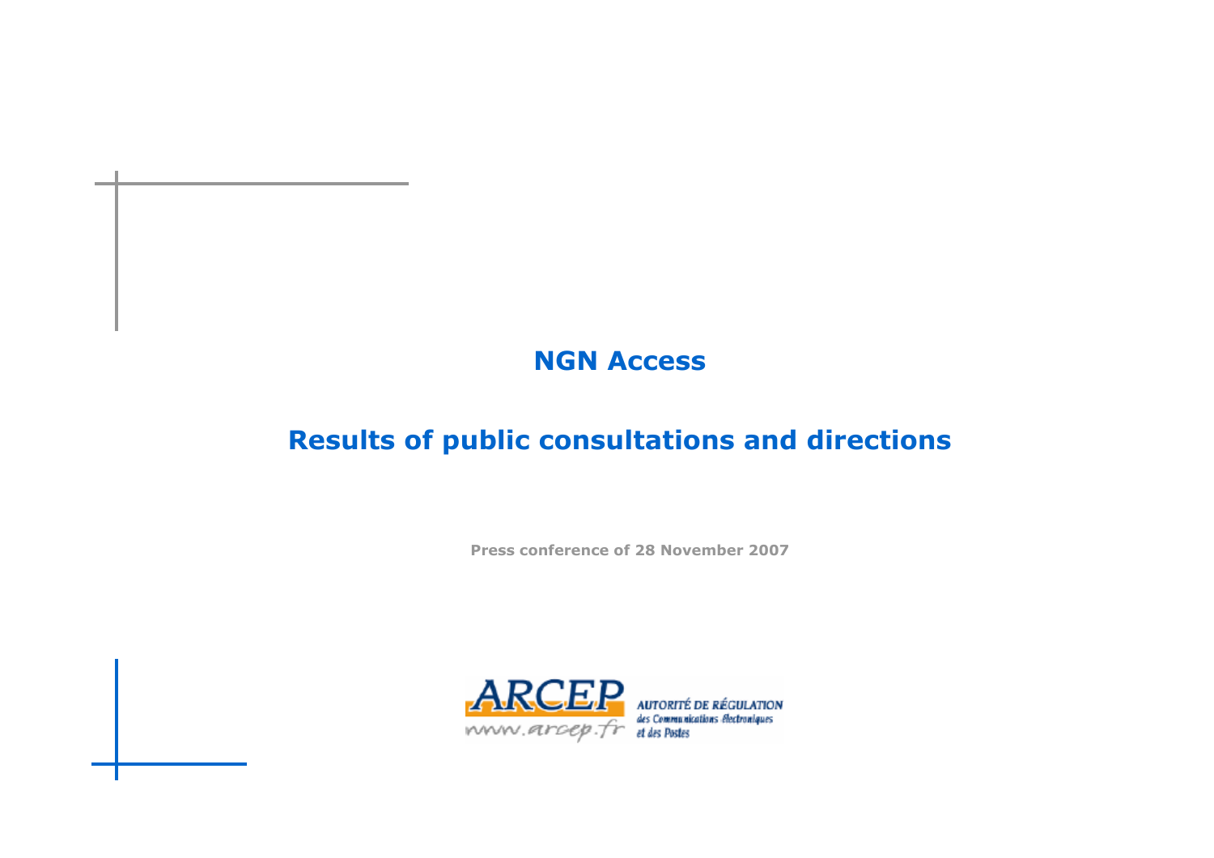# NGN Access

## Results of public consultations and directions

Press conference of 28 November 2007

ARCEP
www.arcep.fr
AUTORITÉ DE RÉGULATION des Communications électroniques et des Postes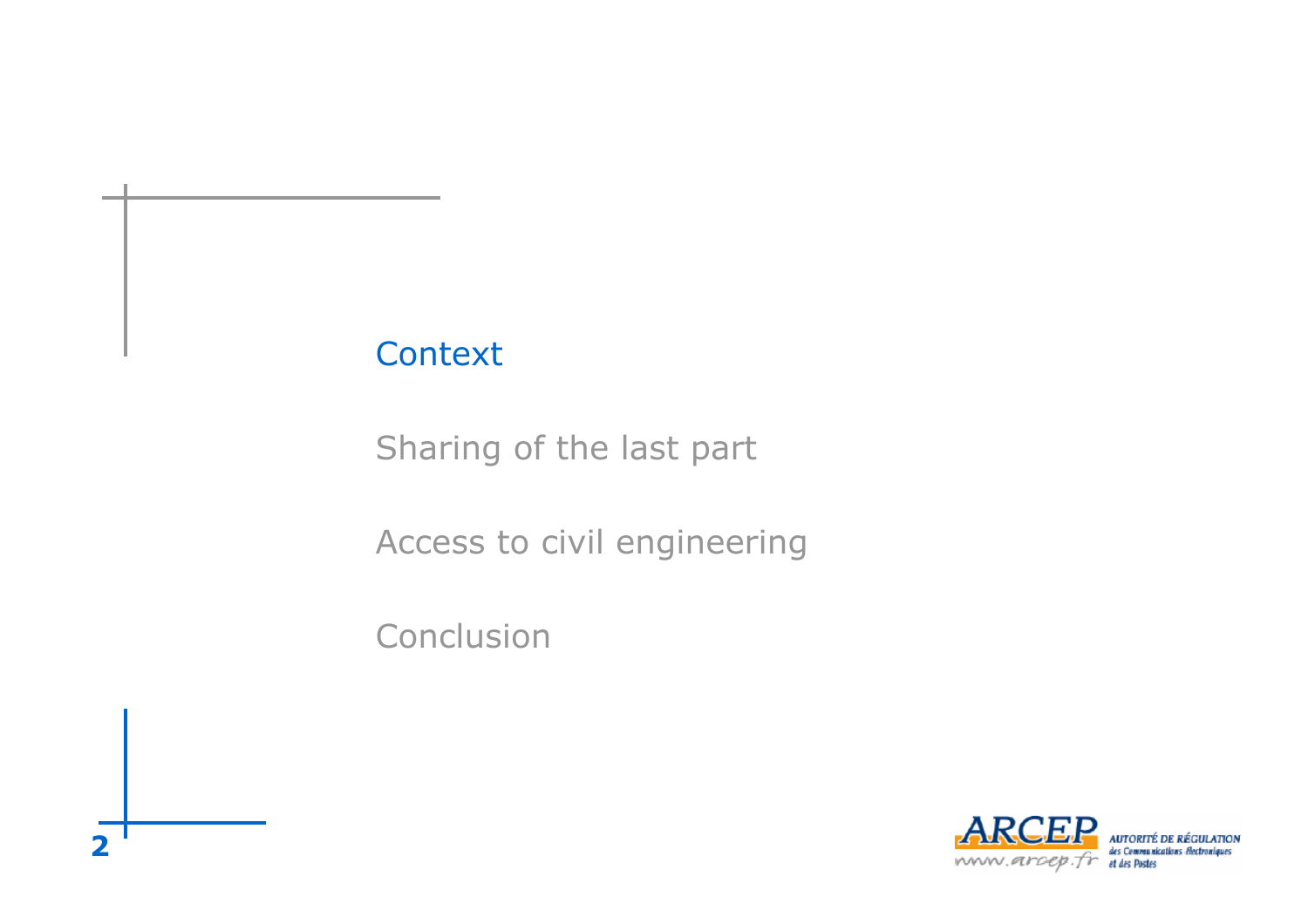- Context
- Sharing of the last part
- Access to civil engineering
- Conclusion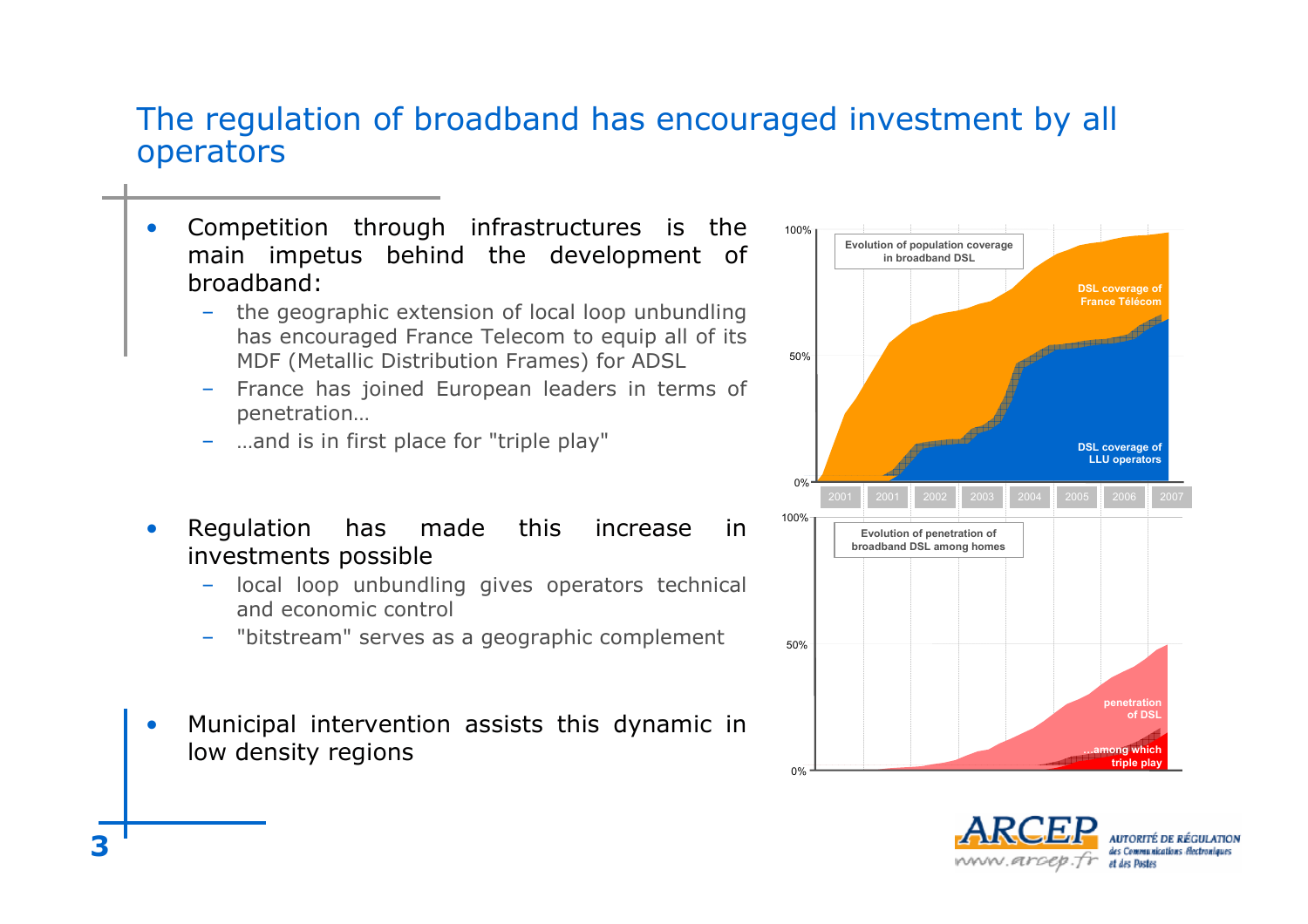# The regulation of broadband has encouraged investment by all operators

- Competition through infrastructures is the main impetus behind the development of broadband:
  - the geographic extension of local loop unbundling has encouraged France Telecom to equip all of its MDF (Metallic Distribution Frames) for ADSL
  - France has joined European leaders in terms of penetration…
  - …and is in first place for "triple play"

- Regulation has made this increase in investments possible
  - local loop unbundling gives operators technical and economic control
  - "bitstream" serves as a geographic complement

- Municipal intervention assists this dynamic in low density regions

Evolution of population coverage in broadband DSL

DSL coverage of France Télécom

DSL coverage of LLU operators

Evolution of penetration of broadband DSL among homes

penetration of DSL

…among which triple play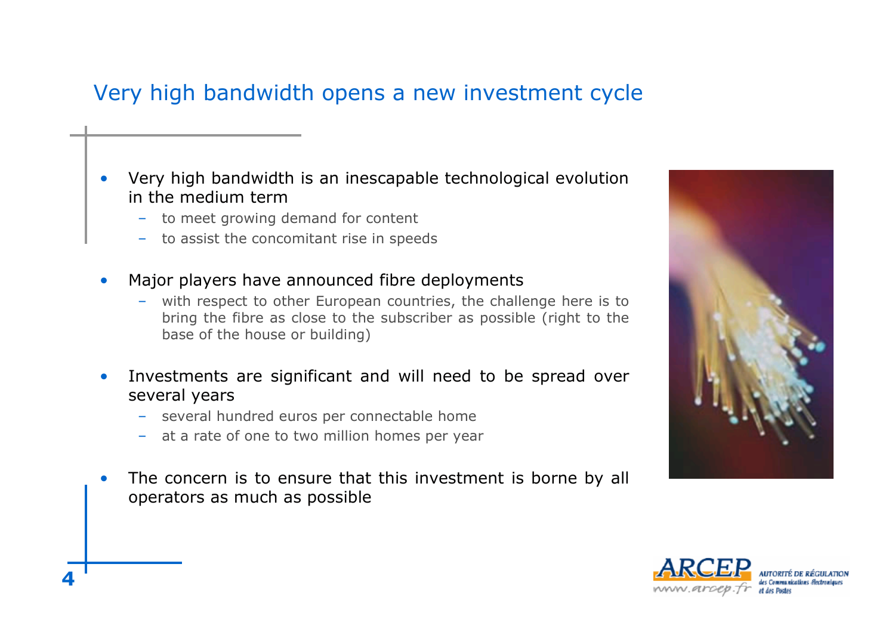# Very high bandwidth opens a new investment cycle

- Very high bandwidth is an inescapable technological evolution in the medium term
  - to meet growing demand for content
  - to assist the concomitant rise in speeds
- Major players have announced fibre deployments
  - with respect to other European countries, the challenge here is to bring the fibre as close to the subscriber as possible (right to the base of the house or building)
- Investments are significant and will need to be spread over several years
  - several hundred euros per connectable home
  - at a rate of one to two million homes per year
- The concern is to ensure that this investment is borne by all operators as much as possible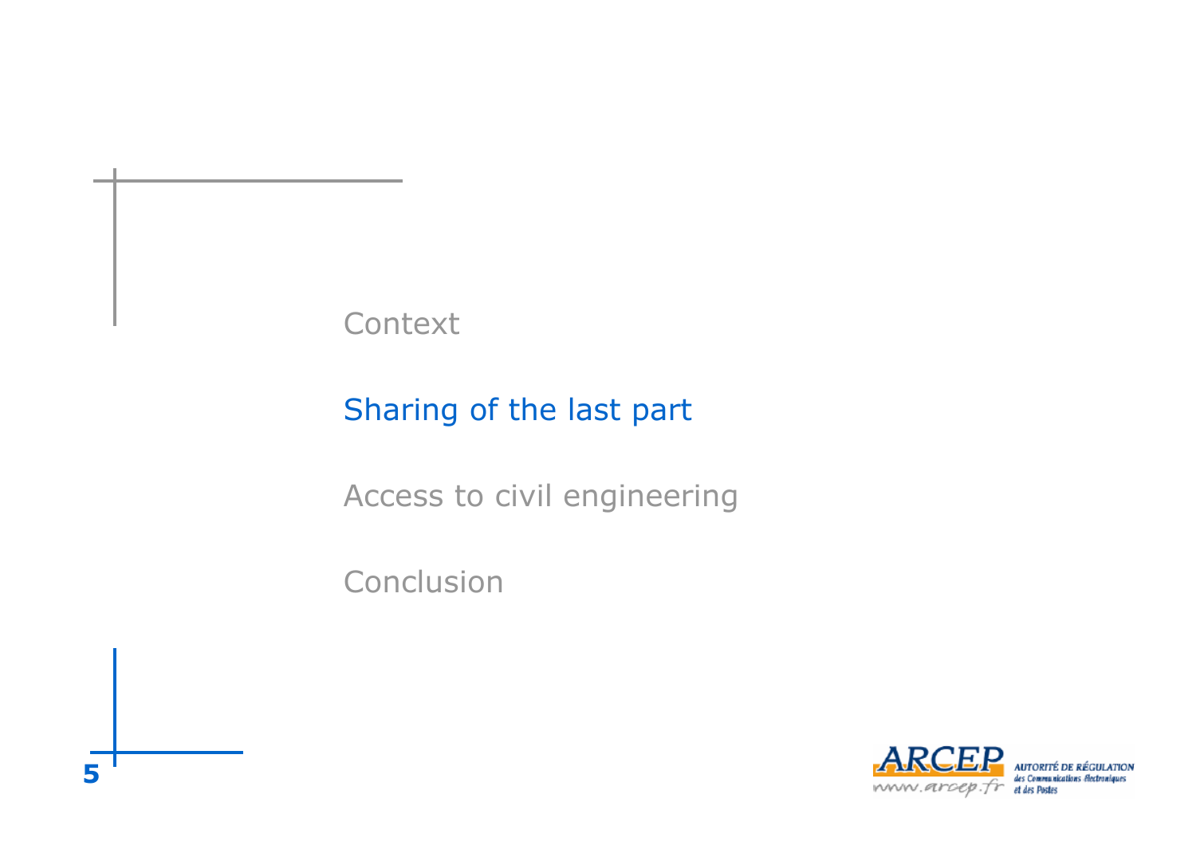Context

Sharing of the last part

Access to civil engineering

Conclusion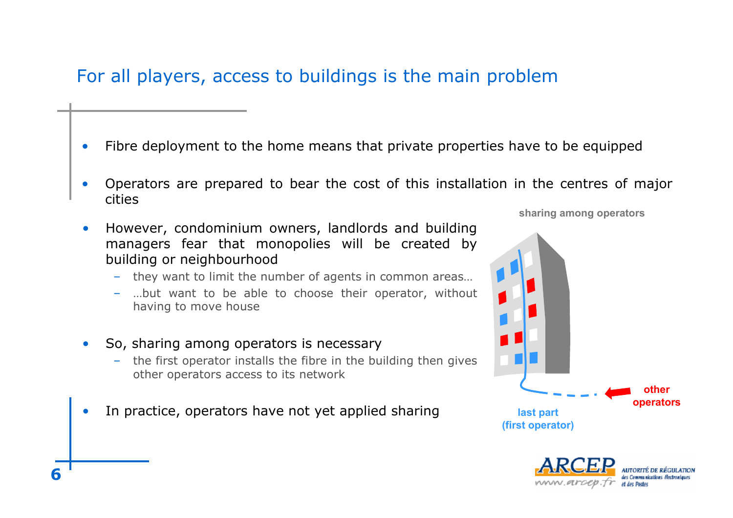# For all players, access to buildings is the main problem

- Fibre deployment to the home means that private properties have to be equipped
- Operators are prepared to bear the cost of this installation in the centres of major cities
- However, condominium owners, landlords and building managers fear that monopolies will be created by building or neighbourhood
  - they want to limit the number of agents in common areas…
  - …but want to be able to choose their operator, without having to move house
- So, sharing among operators is necessary
  - the first operator installs the fibre in the building then gives other operators access to its network
- In practice, operators have not yet applied sharing

sharing among operators

last part (first operator)

other operators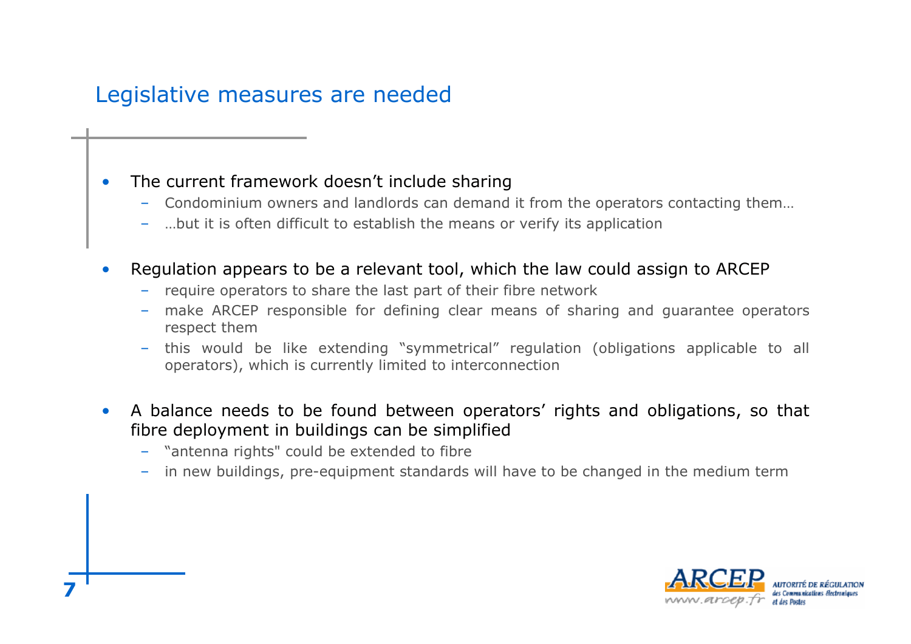## Legislative measures are needed

- The current framework doesn't include sharing
  - Condominium owners and landlords can demand it from the operators contacting them…
  - …but it is often difficult to establish the means or verify its application
- Regulation appears to be a relevant tool, which the law could assign to ARCEP
  - require operators to share the last part of their fibre network
  - make ARCEP responsible for defining clear means of sharing and guarantee operators respect them
  - this would be like extending "symmetrical" regulation (obligations applicable to all operators), which is currently limited to interconnection
- A balance needs to be found between operators' rights and obligations, so that fibre deployment in buildings can be simplified
  - "antenna rights" could be extended to fibre
  - in new buildings, pre-equipment standards will have to be changed in the medium term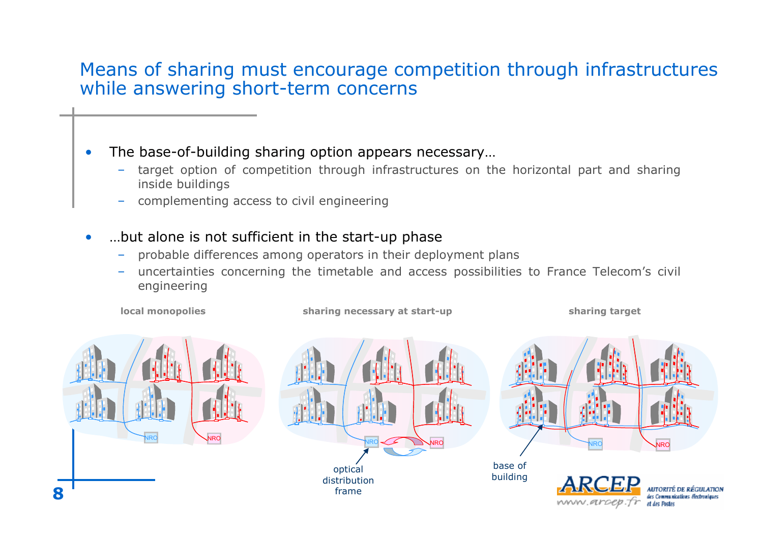# Means of sharing must encourage competition through infrastructures while answering short-term concerns

- The base-of-building sharing option appears necessary…
  - target option of competition through infrastructures on the horizontal part and sharing inside buildings
  - complementing access to civil engineering

- …but alone is not sufficient in the start-up phase
  - probable differences among operators in their deployment plans
  - uncertainties concerning the timetable and access possibilities to France Telecom's civil engineering

**local monopolies** | **sharing necessary at start-up** | **sharing target**

NRO NRO | NRO NRO | NRO NRO

optical distribution frame

base of building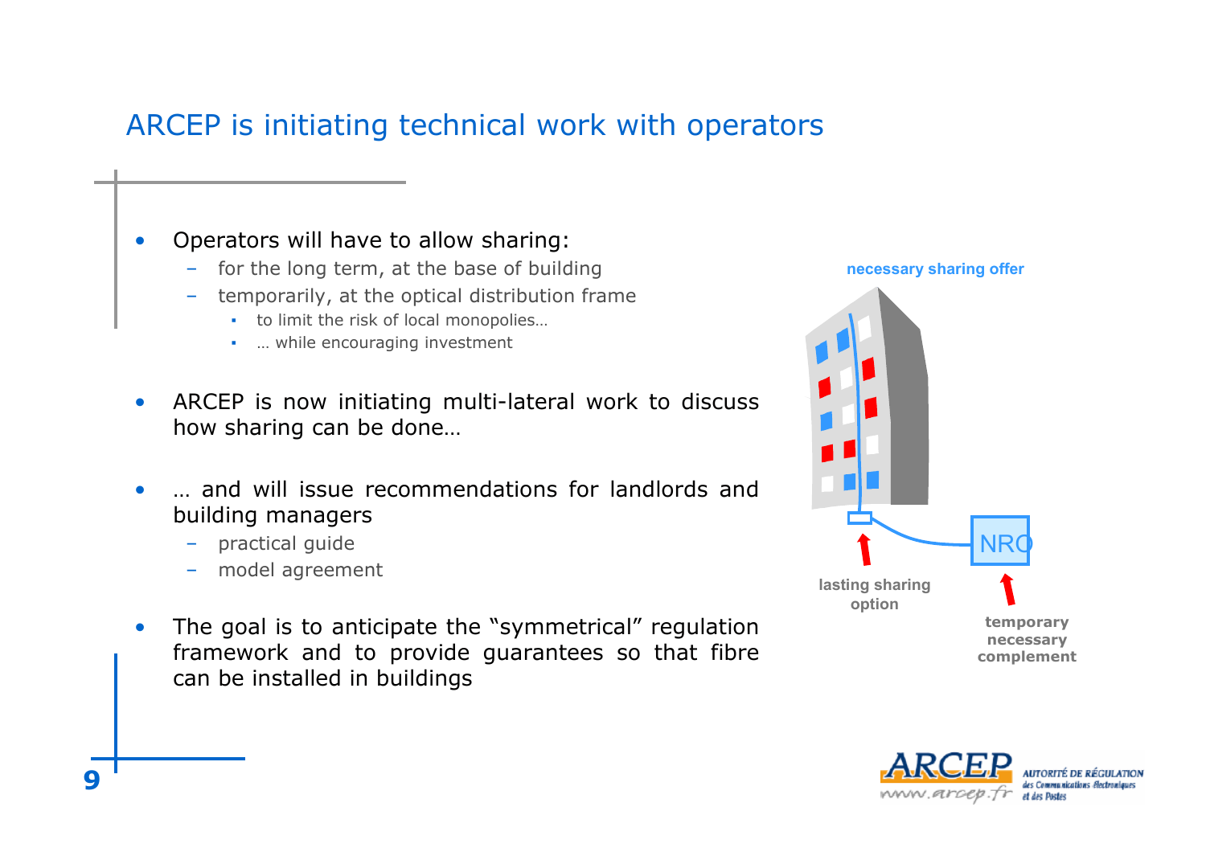# ARCEP is initiating technical work with operators

- Operators will have to allow sharing:
  - for the long term, at the base of building
  - temporarily, at the optical distribution frame
    - to limit the risk of local monopolies…
    - … while encouraging investment
- ARCEP is now initiating multi-lateral work to discuss how sharing can be done…
- … and will issue recommendations for landlords and building managers
  - practical guide
  - model agreement
- The goal is to anticipate the “symmetrical” regulation framework and to provide guarantees so that fibre can be installed in buildings

necessary sharing offer

NRO

lasting sharing option

temporary necessary complement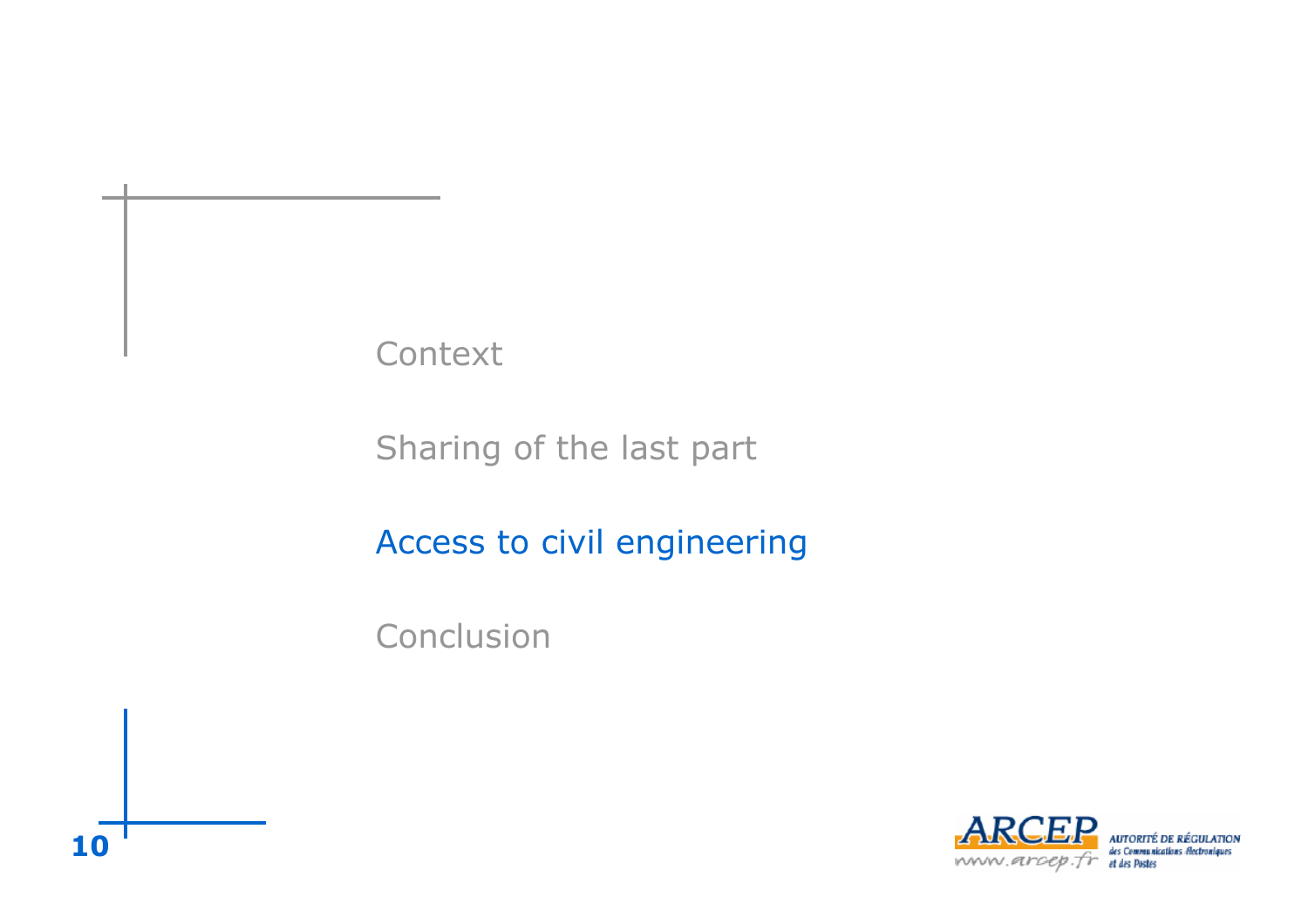Context

Sharing of the last part

**Access to civil engineering**

Conclusion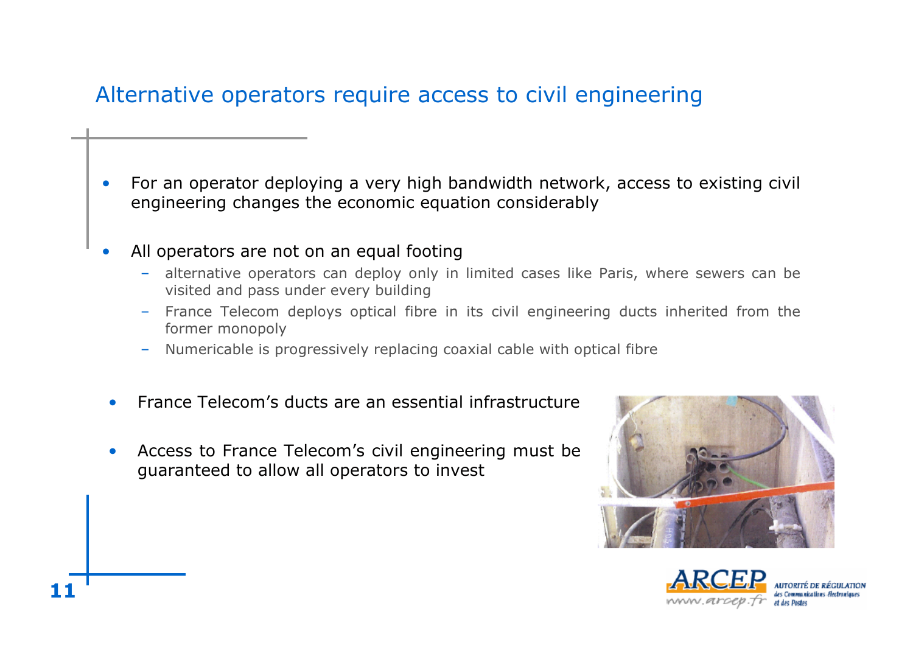## Alternative operators require access to civil engineering

- For an operator deploying a very high bandwidth network, access to existing civil engineering changes the economic equation considerably
- All operators are not on an equal footing
  - alternative operators can deploy only in limited cases like Paris, where sewers can be visited and pass under every building
  - France Telecom deploys optical fibre in its civil engineering ducts inherited from the former monopoly
  - Numericable is progressively replacing coaxial cable with optical fibre
- France Telecom's ducts are an essential infrastructure
- Access to France Telecom's civil engineering must be guaranteed to allow all operators to invest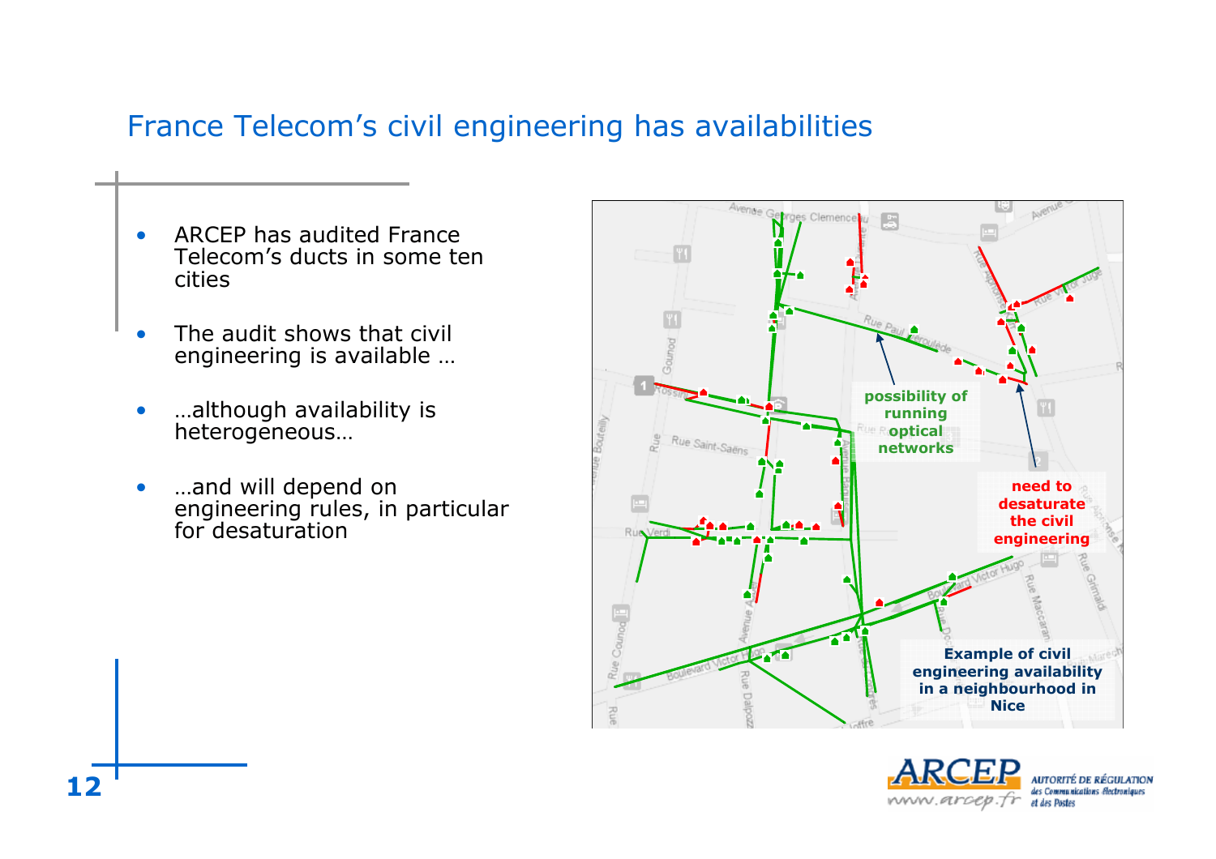# France Telecom's civil engineering has availabilities

- ARCEP has audited France Telecom's ducts in some ten cities
- The audit shows that civil engineering is available …
- …although availability is heterogeneous…
- …and will depend on engineering rules, in particular for desaturation

possibility of running optical networks

need to desaturate the civil engineering

Example of civil engineering availability in a neighbourhood in Nice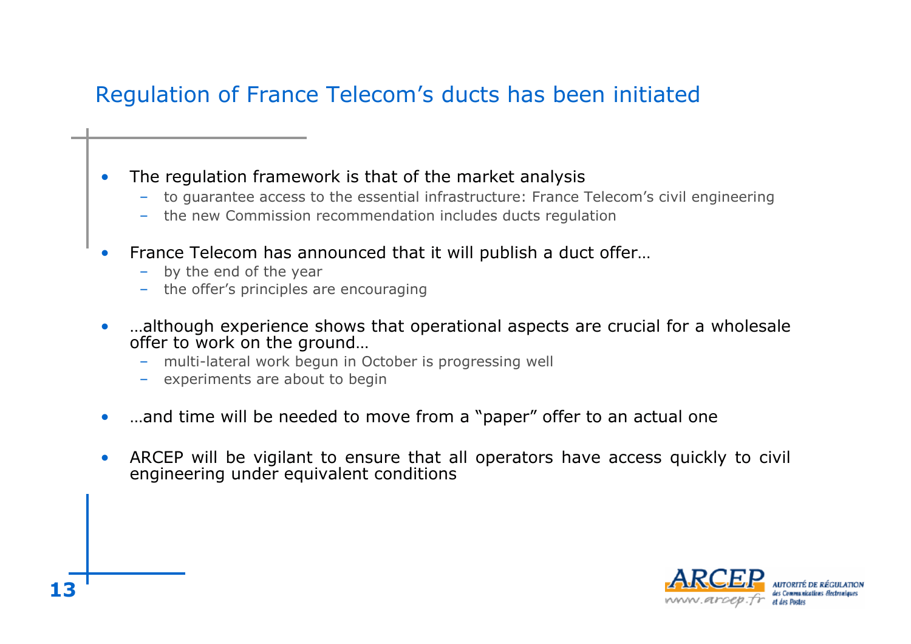## Regulation of France Telecom's ducts has been initiated

- The regulation framework is that of the market analysis
  - to guarantee access to the essential infrastructure: France Telecom's civil engineering
  - the new Commission recommendation includes ducts regulation
- France Telecom has announced that it will publish a duct offer…
  - by the end of the year
  - the offer's principles are encouraging
- …although experience shows that operational aspects are crucial for a wholesale offer to work on the ground…
  - multi-lateral work begun in October is progressing well
  - experiments are about to begin
- …and time will be needed to move from a "paper" offer to an actual one
- ARCEP will be vigilant to ensure that all operators have access quickly to civil engineering under equivalent conditions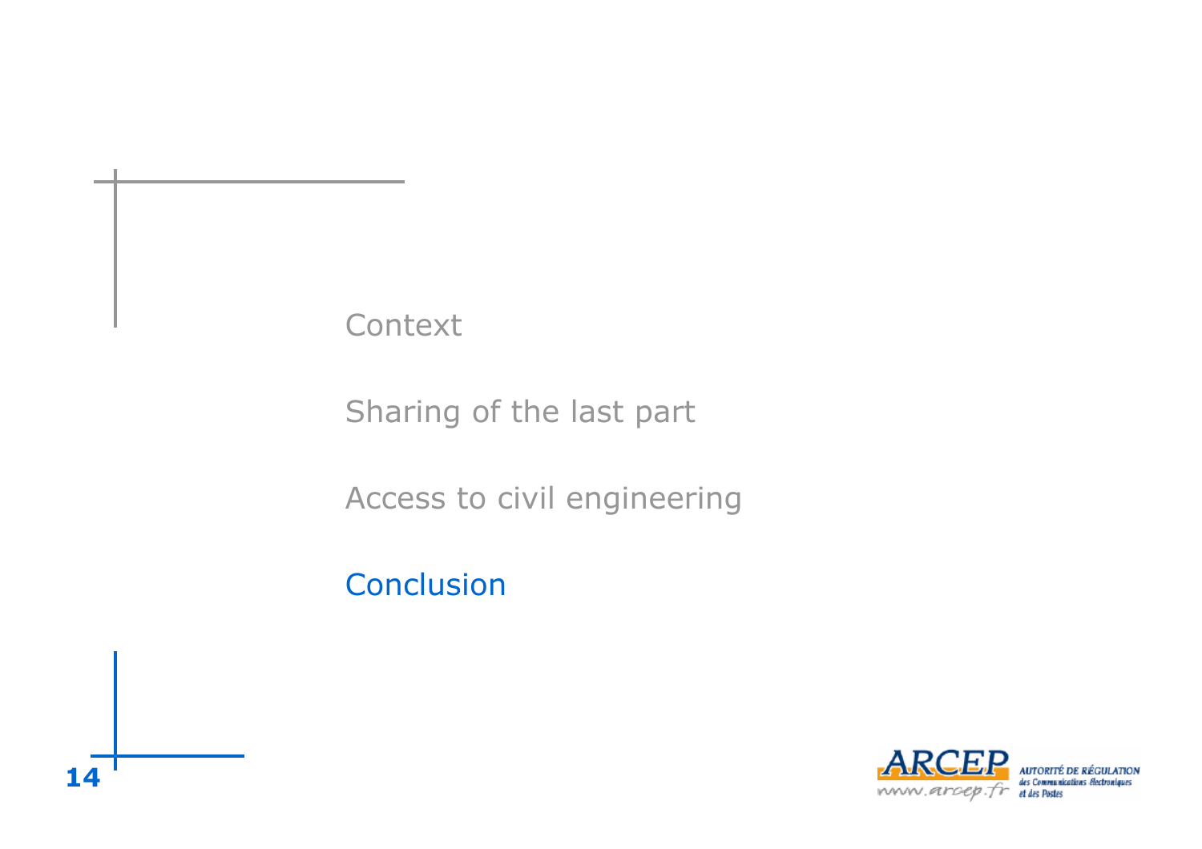Context

Sharing of the last part

Access to civil engineering

**Conclusion**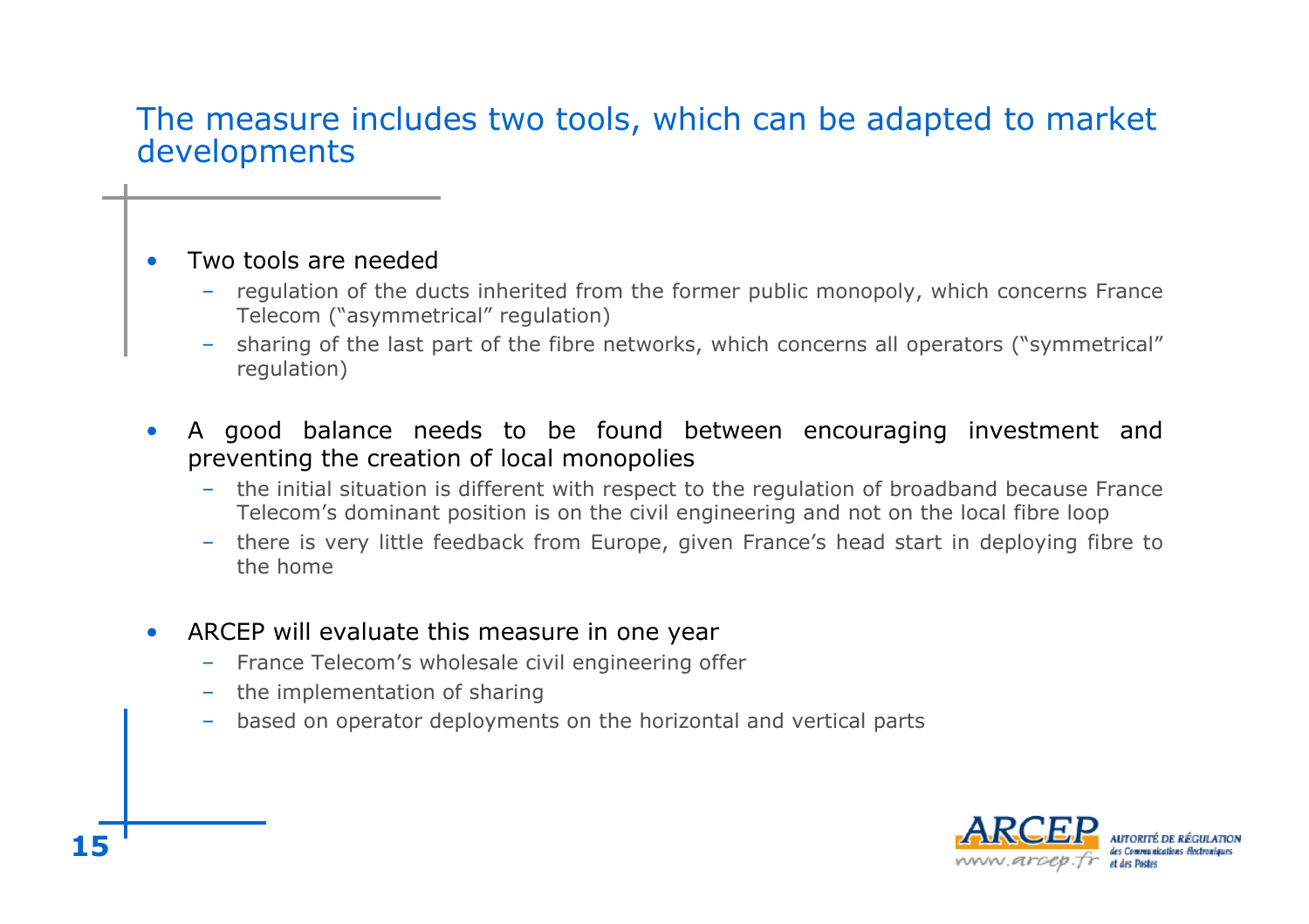## The measure includes two tools, which can be adapted to market developments

- Two tools are needed
  - regulation of the ducts inherited from the former public monopoly, which concerns France Telecom ("asymmetrical" regulation)
  - sharing of the last part of the fibre networks, which concerns all operators ("symmetrical" regulation)
- A good balance needs to be found between encouraging investment and preventing the creation of local monopolies
  - the initial situation is different with respect to the regulation of broadband because France Telecom's dominant position is on the civil engineering and not on the local fibre loop
  - there is very little feedback from Europe, given France's head start in deploying fibre to the home
- ARCEP will evaluate this measure in one year
  - France Telecom's wholesale civil engineering offer
  - the implementation of sharing
  - based on operator deployments on the horizontal and vertical parts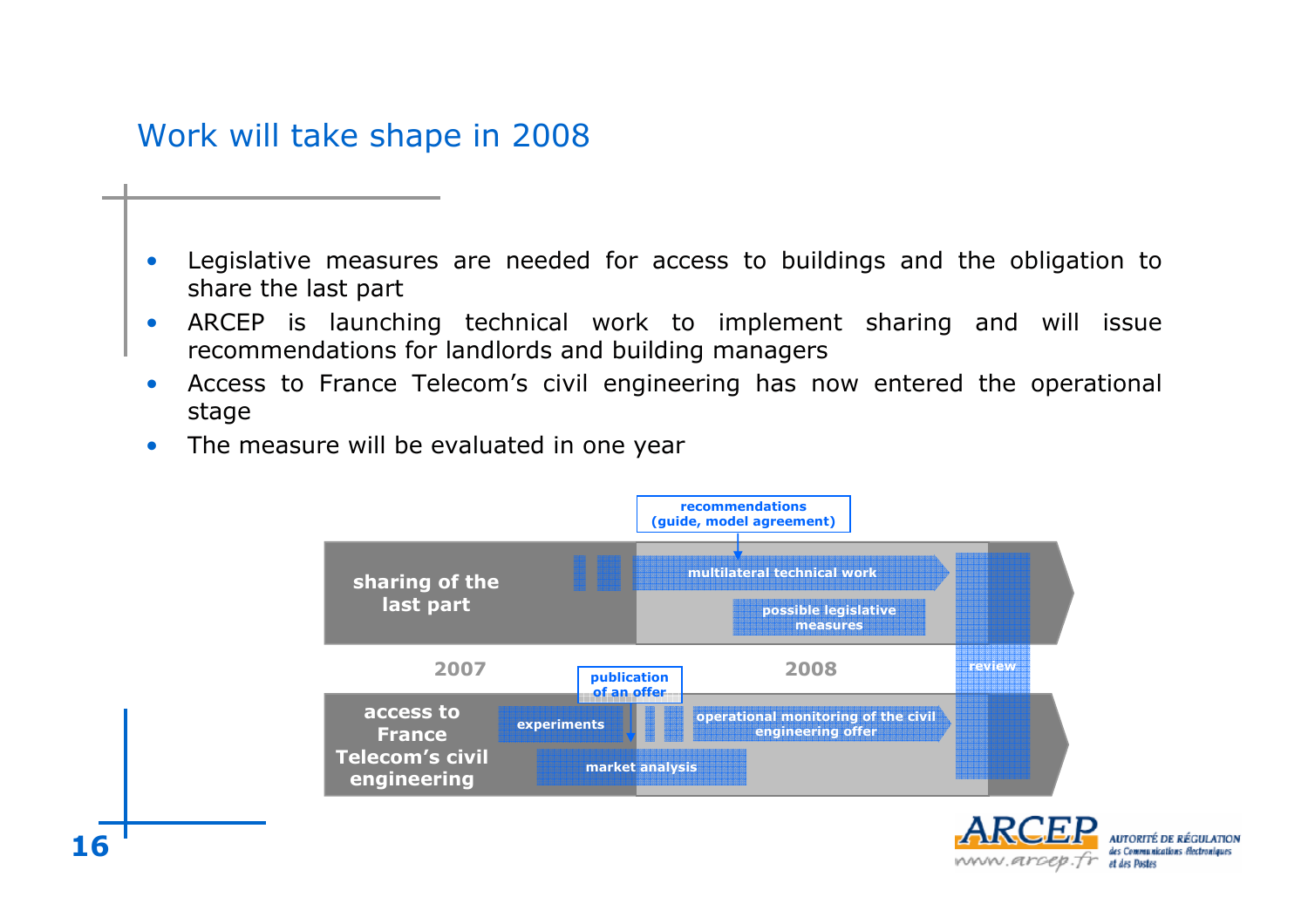# Work will take shape in 2008

- Legislative measures are needed for access to buildings and the obligation to share the last part
- ARCEP is launching technical work to implement sharing and will issue recommendations for landlords and building managers
- Access to France Telecom's civil engineering has now entered the operational stage
- The measure will be evaluated in one year

recommendations (guide, model agreement)

**sharing of the last part**: multilateral technical work; possible legislative measures

2007 — 2008 — review

publication of an offer

**access to France Telecom's civil engineering**: experiments; operational monitoring of the civil engineering offer; market analysis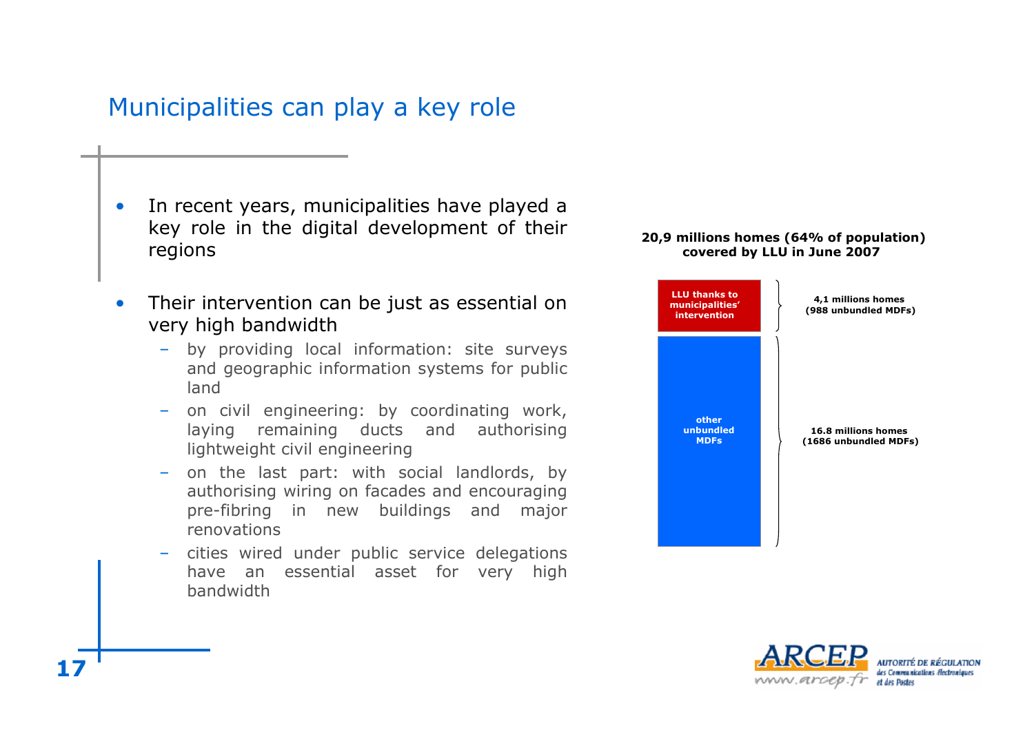# Municipalities can play a key role

- In recent years, municipalities have played a key role in the digital development of their regions
- Their intervention can be just as essential on very high bandwidth
  - by providing local information: site surveys and geographic information systems for public land
  - on civil engineering: by coordinating work, laying remaining ducts and authorising lightweight civil engineering
  - on the last part: with social landlords, by authorising wiring on facades and encouraging pre-fibring in new buildings and major renovations
  - cities wired under public service delegations have an essential asset for very high bandwidth

**20,9 millions homes (64% of population) covered by LLU in June 2007**

| Segment | Coverage |
|---|---|
| LLU thanks to municipalities' intervention | 4,1 millions homes (988 unbundled MDFs) |
| other unbundled MDFs | 16.8 millions homes (1686 unbundled MDFs) |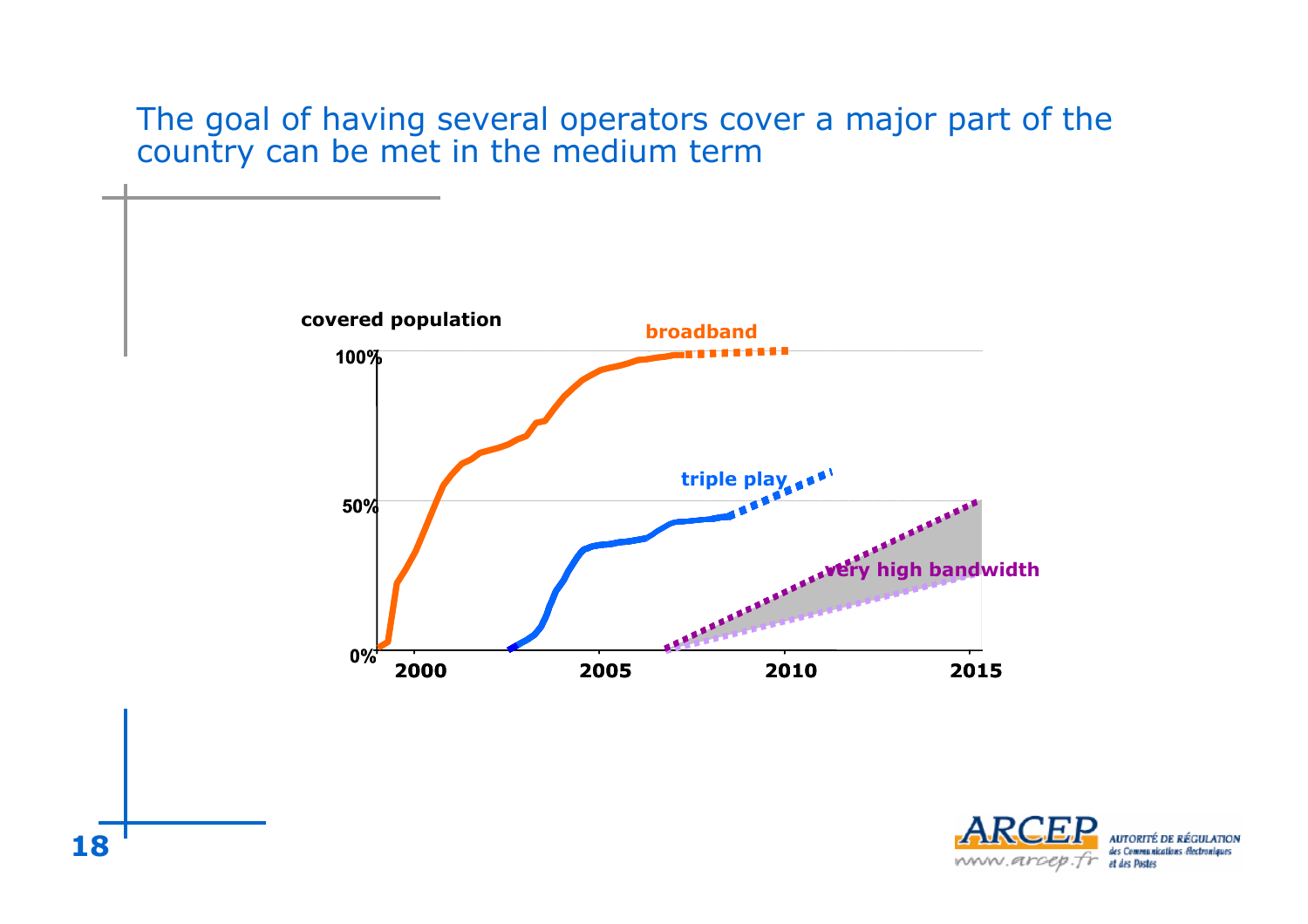# The goal of having several operators cover a major part of the country can be met in the medium term

covered population

broadband

triple play

very high bandwidth

100%

50%

0%

2000

2005

2010

2015

ARCEP

www.arcep.fr

AUTORITÉ DE RÉGULATION des Communications électroniques et des Postes